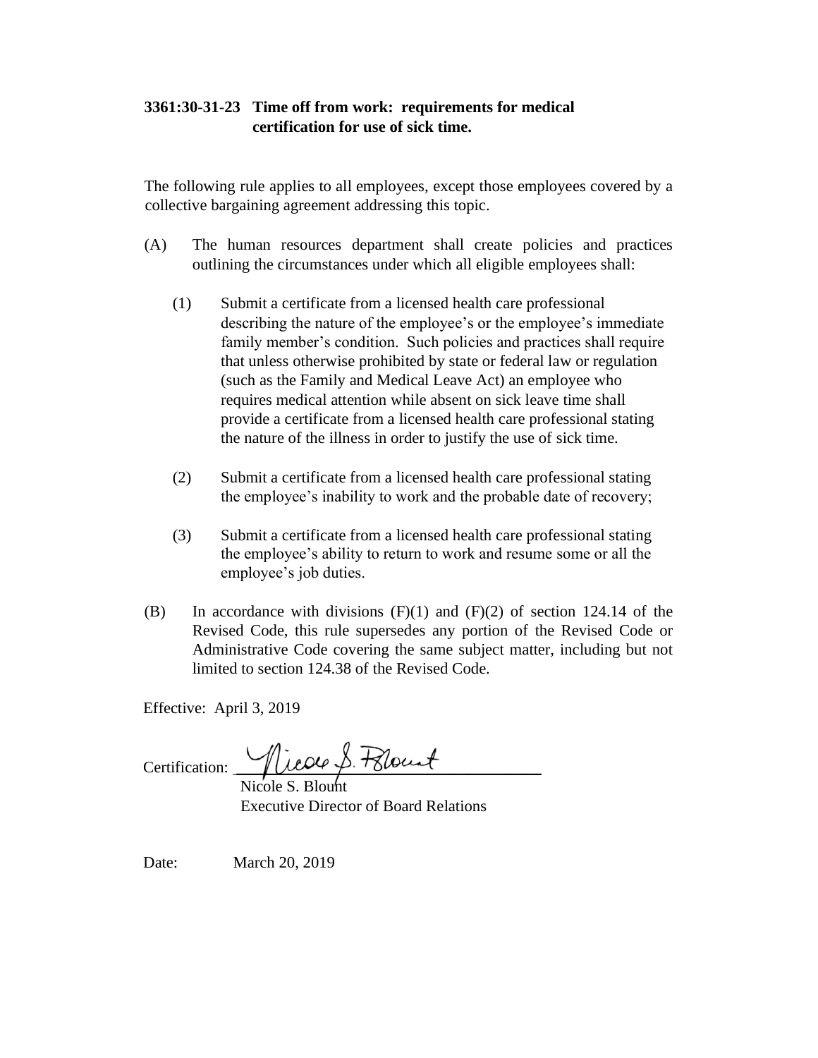### 3361:30-31-23 Time off from work: requirements for medical certification for use of sick time.

The following rule applies to all employees, except those employees covered by a collective bargaining agreement addressing this topic.

(A) The human resources department shall create policies and practices outlining the circumstances under which all eligible employees shall:

(1) Submit a certificate from a licensed health care professional describing the nature of the employee's or the employee's immediate family member's condition. Such policies and practices shall require that unless otherwise prohibited by state or federal law or regulation (such as the Family and Medical Leave Act) an employee who requires medical attention while absent on sick leave time shall provide a certificate from a licensed health care professional stating the nature of the illness in order to justify the use of sick time.

(2) Submit a certificate from a licensed health care professional stating the employee's inability to work and the probable date of recovery;

(3) Submit a certificate from a licensed health care professional stating the employee's ability to return to work and resume some or all the employee's job duties.

(B) In accordance with divisions (F)(1) and (F)(2) of section 124.14 of the Revised Code, this rule supersedes any portion of the Revised Code or Administrative Code covering the same subject matter, including but not limited to section 124.38 of the Revised Code.

Effective: April 3, 2019

Certification: Nicole S. Blount

Nicole S. Blount
Executive Director of Board Relations

Date: March 20, 2019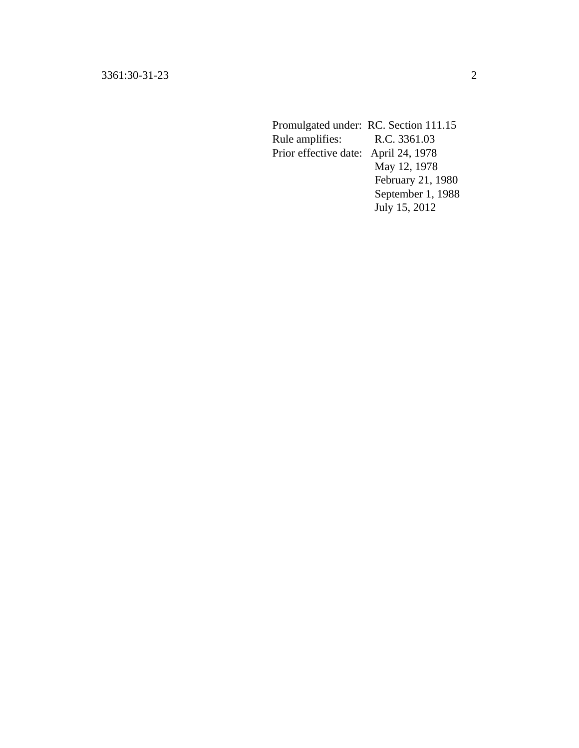Promulgated under: RC. Section 111.15
Rule amplifies: R.C. 3361.03
Prior effective date: April 24, 1978
May 12, 1978
February 21, 1980
September 1, 1988
July 15, 2012